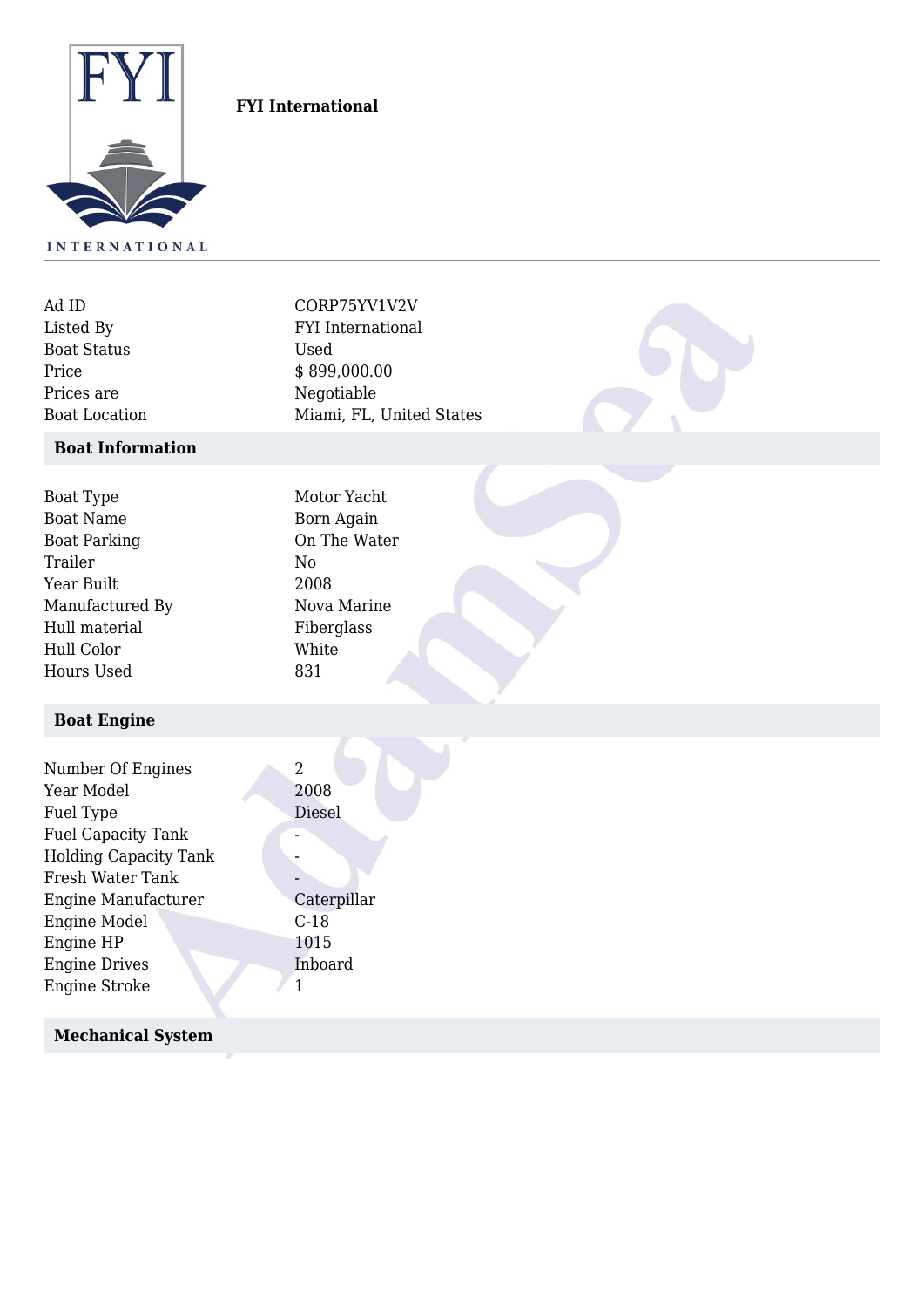**FYI International**

| | |
|---|---|
| Ad ID | CORP75YV1V2V |
| Listed By | FYI International |
| Boat Status | Used |
| Price | $ 899,000.00 |
| Prices are | Negotiable |
| Boat Location | Miami, FL, United States |

## Boat Information

| | |
|---|---|
| Boat Type | Motor Yacht |
| Boat Name | Born Again |
| Boat Parking | On The Water |
| Trailer | No |
| Year Built | 2008 |
| Manufactured By | Nova Marine |
| Hull material | Fiberglass |
| Hull Color | White |
| Hours Used | 831 |

## Boat Engine

| | |
|---|---|
| Number Of Engines | 2 |
| Year Model | 2008 |
| Fuel Type | Diesel |
| Fuel Capacity Tank | - |
| Holding Capacity Tank | - |
| Fresh Water Tank | - |
| Engine Manufacturer | Caterpillar |
| Engine Model | C-18 |
| Engine HP | 1015 |
| Engine Drives | Inboard |
| Engine Stroke | 1 |

## Mechanical System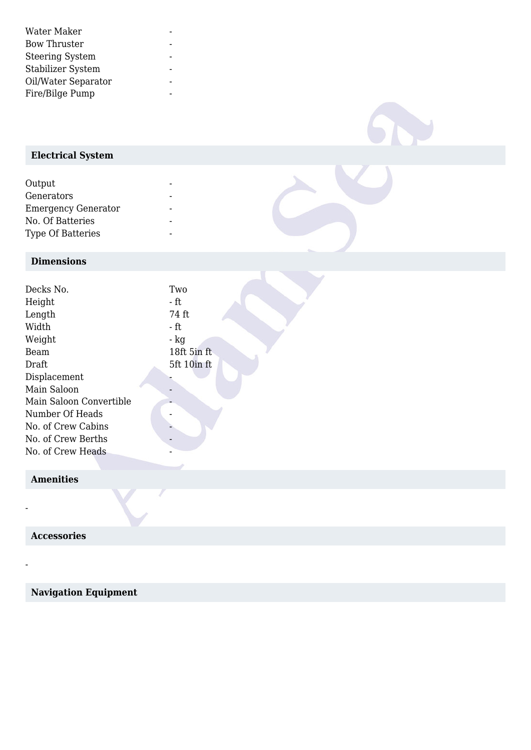| | |
|---|---|
| Water Maker | - |
| Bow Thruster | - |
| Steering System | - |
| Stabilizer System | - |
| Oil/Water Separator | - |
| Fire/Bilge Pump | - |

## Electrical System

| | |
|---|---|
| Output | - |
| Generators | - |
| Emergency Generator | - |
| No. Of Batteries | - |
| Type Of Batteries | - |

## Dimensions

| | |
|---|---|
| Decks No. | Two |
| Height | - ft |
| Length | 74 ft |
| Width | - ft |
| Weight | - kg |
| Beam | 18ft 5in ft |
| Draft | 5ft 10in ft |
| Displacement | - |
| Main Saloon | - |
| Main Saloon Convertible | - |
| Number Of Heads | - |
| No. of Crew Cabins | - |
| No. of Crew Berths | - |
| No. of Crew Heads | - |

## Amenities

-

## Accessories

-

## Navigation Equipment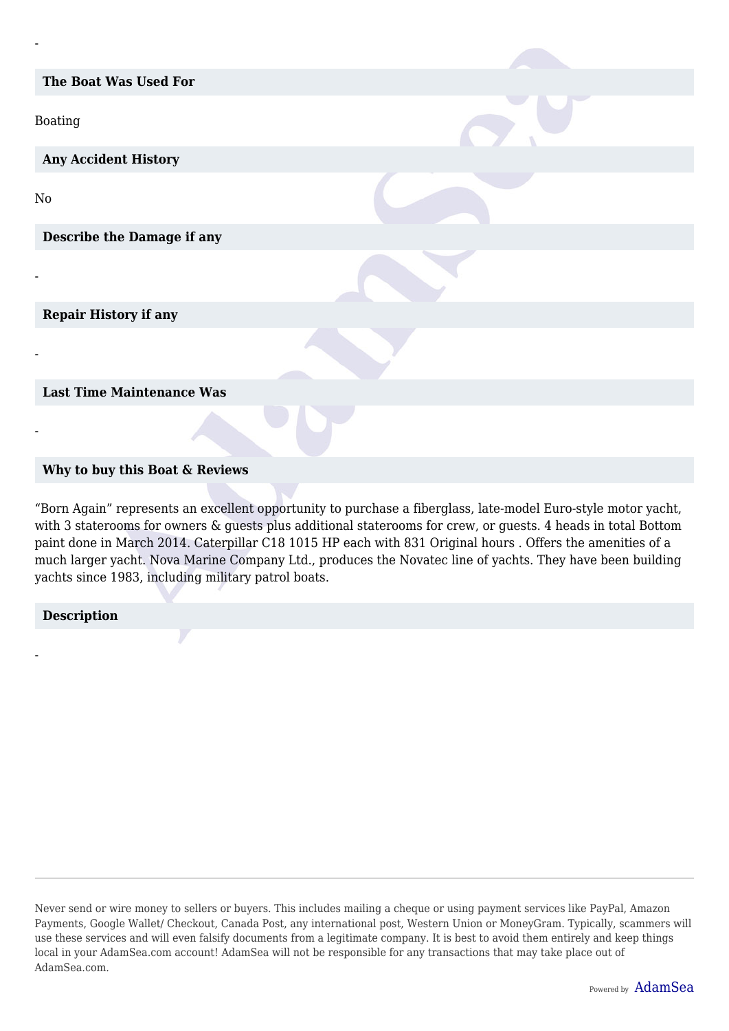-

**The Boat Was Used For**

Boating

**Any Accident History**

No

**Describe the Damage if any**

-

**Repair History if any**

-

**Last Time Maintenance Was**

-

**Why to buy this Boat & Reviews**

“Born Again” represents an excellent opportunity to purchase a fiberglass, late-model Euro-style motor yacht, with 3 staterooms for owners & guests plus additional staterooms for crew, or guests. 4 heads in total Bottom paint done in March 2014. Caterpillar C18 1015 HP each with 831 Original hours . Offers the amenities of a much larger yacht. Nova Marine Company Ltd., produces the Novatec line of yachts. They have been building yachts since 1983, including military patrol boats.

**Description**

-

---

Never send or wire money to sellers or buyers. This includes mailing a cheque or using payment services like PayPal, Amazon Payments, Google Wallet/ Checkout, Canada Post, any international post, Western Union or MoneyGram. Typically, scammers will use these services and will even falsify documents from a legitimate company. It is best to avoid them entirely and keep things local in your AdamSea.com account! AdamSea will not be responsible for any transactions that may take place out of AdamSea.com.

Powered by AdamSea